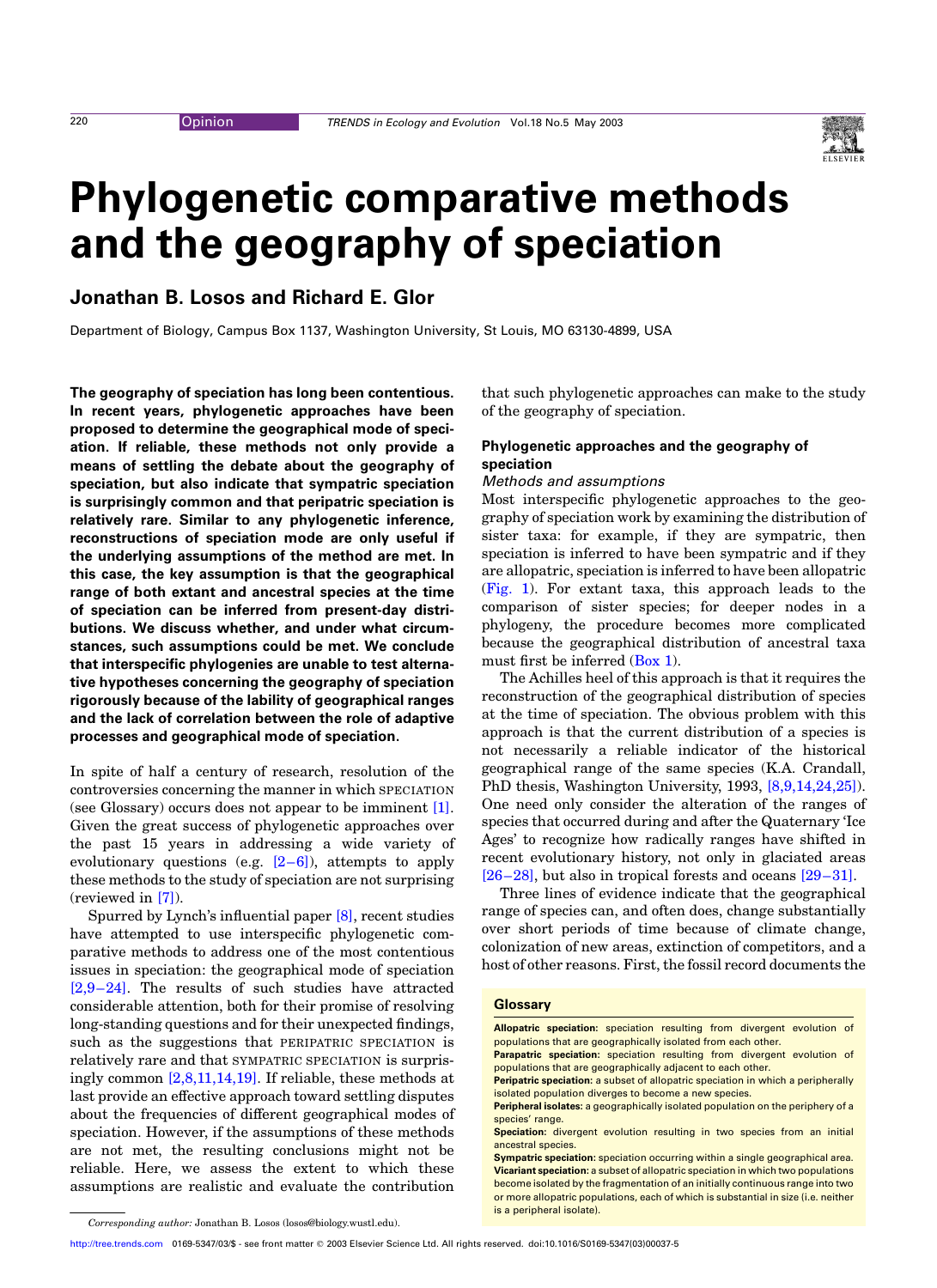# Phylogenetic comparative methods and the geography of speciation

## Jonathan B. Losos and Richard E. Glor

Department of Biology, Campus Box 1137, Washington University, St Louis, MO 63130-4899, USA

**The geography of speciation has long been contentious. In recent years, phylogenetic approaches have been proposed to determine the geographical mode of speciation. If reliable, these methods not only provide a means of settling the debate about the geography of speciation, but also indicate that sympatric speciation is surprisingly common and that peripatric speciation is relatively rare. Similar to any phylogenetic inference, reconstructions of speciation mode are only useful if the underlying assumptions of the method are met. In this case, the key assumption is that the geographical range of both extant and ancestral species at the time of speciation can be inferred from present-day distributions. We discuss whether, and under what circumstances, such assumptions could be met. We conclude that interspecific phylogenies are unable to test alternative hypotheses concerning the geography of speciation rigorously because of the lability of geographical ranges and the lack of correlation between the role of adaptive processes and geographical mode of speciation.**

In spite of half a century of research, resolution of the controversies concerning the manner in which SPECIATION (see Glossary) occurs does not appear to be imminent [1]. Given the great success of phylogenetic approaches over the past 15 years in addressing a wide variety of evolutionary questions (e.g. [2–6]), attempts to apply these methods to the study of speciation are not surprising (reviewed in [7]).

Spurred by Lynch's influential paper [8], recent studies have attempted to use interspecific phylogenetic comparative methods to address one of the most contentious issues in speciation: the geographical mode of speciation [2,9–24]. The results of such studies have attracted considerable attention, both for their promise of resolving long-standing questions and for their unexpected findings, such as the suggestions that PERIPATRIC SPECIATION is relatively rare and that SYMPATRIC SPECIATION is surprisingly common [2,8,11,14,19]. If reliable, these methods at last provide an effective approach toward settling disputes about the frequencies of different geographical modes of speciation. However, if the assumptions of these methods are not met, the resulting conclusions might not be reliable. Here, we assess the extent to which these assumptions are realistic and evaluate the contribution that such phylogenetic approaches can make to the study of the geography of speciation.

### Phylogenetic approaches and the geography of speciation

#### *Methods and assumptions*

Most interspecific phylogenetic approaches to the geography of speciation work by examining the distribution of sister taxa: for example, if they are sympatric, then speciation is inferred to have been sympatric and if they are allopatric, speciation is inferred to have been allopatric (Fig. 1). For extant taxa, this approach leads to the comparison of sister species; for deeper nodes in a phylogeny, the procedure becomes more complicated because the geographical distribution of ancestral taxa must first be inferred (Box 1).

The Achilles heel of this approach is that it requires the reconstruction of the geographical distribution of species at the time of speciation. The obvious problem with this approach is that the current distribution of a species is not necessarily a reliable indicator of the historical geographical range of the same species (K.A. Crandall, PhD thesis, Washington University, 1993, [8,9,14,24,25]). One need only consider the alteration of the ranges of species that occurred during and after the Quaternary 'Ice Ages' to recognize how radically ranges have shifted in recent evolutionary history, not only in glaciated areas [26–28], but also in tropical forests and oceans [29–31].

Three lines of evidence indicate that the geographical range of species can, and often does, change substantially over short periods of time because of climate change, colonization of new areas, extinction of competitors, and a host of other reasons. First, the fossil record documents the

> **Glossary**
>
> **Allopatric speciation:** speciation resulting from divergent evolution of populations that are geographically isolated from each other.
> **Parapatric speciation:** speciation resulting from divergent evolution of populations that are geographically adjacent to each other.
> **Peripatric speciation:** a subset of allopatric speciation in which a peripherally isolated population diverges to become a new species.
> **Peripheral isolates:** a geographically isolated population on the periphery of a species' range.
> **Speciation:** divergent evolution resulting in two species from an initial ancestral species.
> **Sympatric speciation:** speciation occurring within a single geographical area.
> **Vicariant speciation:** a subset of allopatric speciation in which two populations become isolated by the fragmentation of an initially continuous range into two or more allopatric populations, each of which is substantial in size (i.e. neither is a peripheral isolate).

*Corresponding author:* Jonathan B. Losos (losos@biology.wustl.edu).

http://tree.trends.com 0169-5347/03/$ - see front matter © 2003 Elsevier Science Ltd. All rights reserved. doi:10.1016/S0169-5347(03)00037-5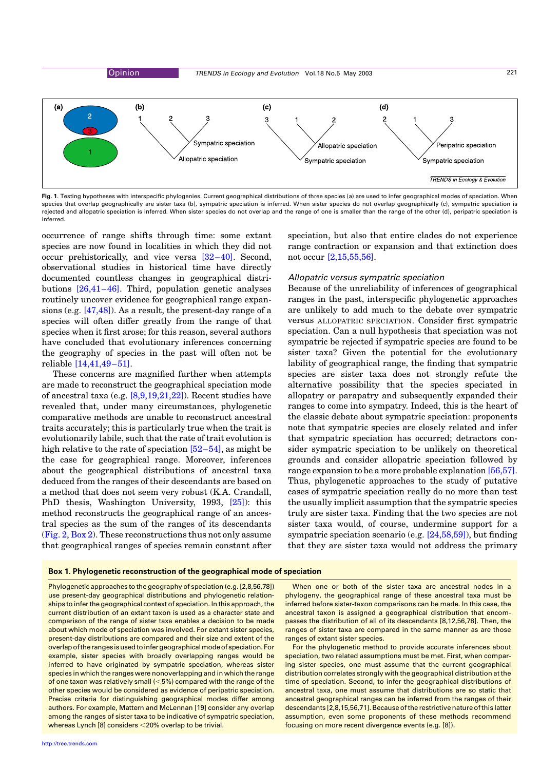(a)

2

3

1

(b)

1 2 3

Sympatric speciation

Allopatric speciation

(c)

3 1 2

Allopatric speciation

Sympatric speciation

(d)

2 1 3

Peripatric speciation

Sympatric speciation

TRENDS in Ecology & Evolution

**Fig. 1.** Testing hypotheses with interspecific phylogenies. Current geographical distributions of three species (a) are used to infer geographical modes of speciation. When species that overlap geographically are sister taxa (b), sympatric speciation is inferred. When sister species do not overlap geographically (c), sympatric speciation is rejected and allopatric speciation is inferred. When sister species do not overlap and the range of one is smaller than the range of the other (d), peripatric speciation is inferred.

occurrence of range shifts through time: some extant species are now found in localities in which they did not occur prehistorically, and vice versa [32–40]. Second, observational studies in historical time have directly documented countless changes in geographical distributions [26,41–46]. Third, population genetic analyses routinely uncover evidence for geographical range expansions (e.g. [47,48]). As a result, the present-day range of a species will often differ greatly from the range of that species when it first arose; for this reason, several authors have concluded that evolutionary inferences concerning the geography of species in the past will often not be reliable [14,41,49–51].

These concerns are magnified further when attempts are made to reconstruct the geographical speciation mode of ancestral taxa (e.g. [8,9,19,21,22]). Recent studies have revealed that, under many circumstances, phylogenetic comparative methods are unable to reconstruct ancestral traits accurately; this is particularly true when the trait is evolutionarily labile, such that the rate of trait evolution is high relative to the rate of speciation [52–54], as might be the case for geographical range. Moreover, inferences about the geographical distributions of ancestral taxa deduced from the ranges of their descendants are based on a method that does not seem very robust (K.A. Crandall, PhD thesis, Washington University, 1993, [25]): this method reconstructs the geographical range of an ancestral species as the sum of the ranges of its descendants (Fig. 2, Box 2). These reconstructions thus not only assume that geographical ranges of species remain constant after speciation, but also that entire clades do not experience range contraction or expansion and that extinction does not occur [2,15,55,56].

### *Allopatric versus sympatric speciation*

Because of the unreliability of inferences of geographical ranges in the past, interspecific phylogenetic approaches are unlikely to add much to the debate over sympatric versus ALLOPATRIC SPECIATION. Consider first sympatric speciation. Can a null hypothesis that speciation was not sympatric be rejected if sympatric species are found to be sister taxa? Given the potential for the evolutionary lability of geographical range, the finding that sympatric species are sister taxa does not strongly refute the alternative possibility that the species speciated in allopatry or parapatry and subsequently expanded their ranges to come into sympatry. Indeed, this is the heart of the classic debate about sympatric speciation: proponents note that sympatric species are closely related and infer that sympatric speciation has occurred; detractors consider sympatric speciation to be unlikely on theoretical grounds and consider allopatric speciation followed by range expansion to be a more probable explanation [56,57]. Thus, phylogenetic approaches to the study of putative cases of sympatric speciation really do no more than test the usually implicit assumption that the sympatric species truly are sister taxa. Finding that the two species are not sister taxa would, of course, undermine support for a sympatric speciation scenario (e.g. [24,58,59]), but finding that they are sister taxa would not address the primary

**Box 1. Phylogenetic reconstruction of the geographical mode of speciation**

Phylogenetic approaches to the geography of speciation (e.g. [2,8,56,78]) use present-day geographical distributions and phylogenetic relationships to infer the geographical context of speciation. In this approach, the current distribution of an extant taxon is used as a character state and comparison of the range of sister taxa enables a decision to be made about which mode of speciation was involved. For extant sister species, present-day distributions are compared and their size and extent of the overlap of the ranges is used to infer geographical mode of speciation. For example, sister species with broadly overlapping ranges would be inferred to have originated by sympatric speciation, whereas sister species in which the ranges were nonoverlapping and in which the range of one taxon was relatively small (<5%) compared with the range of the other species would be considered as evidence of peripatric speciation. Precise criteria for distinguishing geographical modes differ among authors. For example, Mattern and McLennan [19] consider any overlap among the ranges of sister taxa to be indicative of sympatric speciation, whereas Lynch [8] considers <20% overlap to be trivial.

When one or both of the sister taxa are ancestral nodes in a phylogeny, the geographical range of these ancestral taxa must be inferred before sister-taxon comparisons can be made. In this case, the ancestral taxon is assigned a geographical distribution that encompasses the distribution of all of its descendants [8,12,56,78]. Then, the ranges of sister taxa are compared in the same manner as are those ranges of extant sister species.

For the phylogenetic method to provide accurate inferences about speciation, two related assumptions must be met. First, when comparing sister species, one must assume that the current geographical distribution correlates strongly with the geographical distribution at the time of speciation. Second, to infer the geographical distributions of ancestral taxa, one must assume that distributions are so static that ancestral geographical ranges can be inferred from the ranges of their descendants [2,8,15,56,71]. Because of the restrictive nature of this latter assumption, even some proponents of these methods recommend focusing on more recent divergence events (e.g. [8]).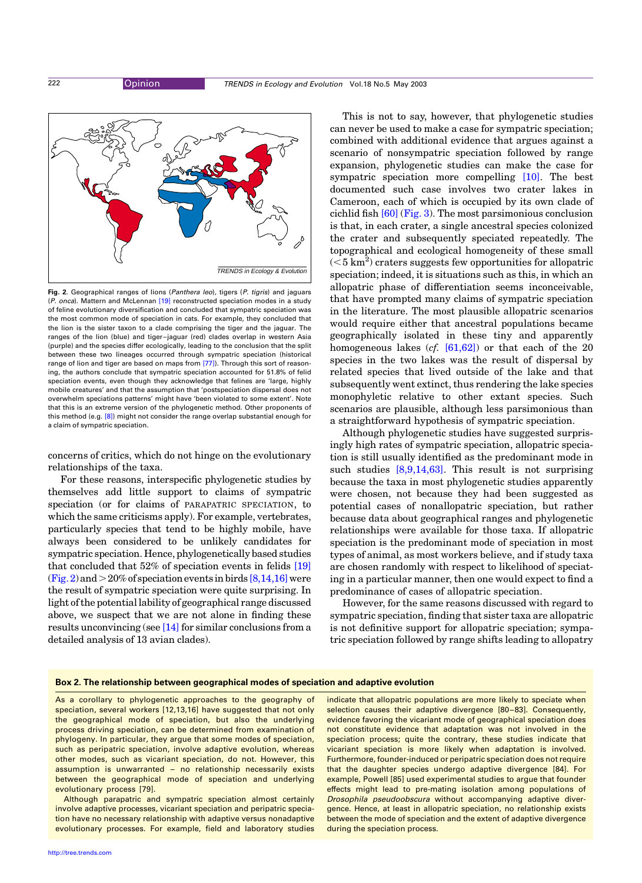TRENDS in Ecology & Evolution

**Fig. 2.** Geographical ranges of lions (*Panthera leo*), tigers (*P. tigris*) and jaguars (*P. onca*). Mattern and McLennan [19] reconstructed speciation modes in a study of feline evolutionary diversification and concluded that sympatric speciation was the most common mode of speciation in cats. For example, they concluded that the lion is the sister taxon to a clade comprising the tiger and the jaguar. The ranges of the lion (blue) and tiger–jaguar (red) clades overlap in western Asia (purple) and the species differ ecologically, leading to the conclusion that the split between these two lineages occurred through sympatric speciation (historical range of lion and tiger are based on maps from [77]). Through this sort of reasoning, the authors conclude that sympatric speciation accounted for 51.8% of felid speciation events, even though they acknowledge that felines are 'large, highly mobile creatures' and that the assumption that 'postspeciation dispersal does not overwhelm speciations patterns' might have 'been violated to some extent'. Note that this is an extreme version of the phylogenetic method. Other proponents of this method (e.g. [8]) might not consider the range overlap substantial enough for a claim of sympatric speciation.

concerns of critics, which do not hinge on the evolutionary relationships of the taxa.

For these reasons, interspecific phylogenetic studies by themselves add little support to claims of sympatric speciation (or for claims of PARAPATRIC SPECIATION, to which the same criticisms apply). For example, vertebrates, particularly species that tend to be highly mobile, have always been considered to be unlikely candidates for sympatric speciation. Hence, phylogenetically based studies that concluded that 52% of speciation events in felids [19] (Fig. 2) and >20% of speciation events in birds [8,14,16] were the result of sympatric speciation were quite surprising. In light of the potential lability of geographical range discussed above, we suspect that we are not alone in finding these results unconvincing (see [14] for similar conclusions from a detailed analysis of 13 avian clades).

This is not to say, however, that phylogenetic studies can never be used to make a case for sympatric speciation; combined with additional evidence that argues against a scenario of nonsympatric speciation followed by range expansion, phylogenetic studies can make the case for sympatric speciation more compelling [10]. The best documented such case involves two crater lakes in Cameroon, each of which is occupied by its own clade of cichlid fish [60] (Fig. 3). The most parsimonious conclusion is that, in each crater, a single ancestral species colonized the crater and subsequently speciated repeatedly. The topographical and ecological homogeneity of these small ($<5$ km$^2$) craters suggests few opportunities for allopatric speciation; indeed, it is situations such as this, in which an allopatric phase of differentiation seems inconceivable, that have prompted many claims of sympatric speciation in the literature. The most plausible allopatric scenarios would require either that ancestral populations became geographically isolated in these tiny and apparently homogeneous lakes (*cf.* [61,62]) or that each of the 20 species in the two lakes was the result of dispersal by related species that lived outside of the lake and that subsequently went extinct, thus rendering the lake species monophyletic relative to other extant species. Such scenarios are plausible, although less parsimonious than a straightforward hypothesis of sympatric speciation.

Although phylogenetic studies have suggested surprisingly high rates of sympatric speciation, allopatric speciation is still usually identified as the predominant mode in such studies [8,9,14,63]. This result is not surprising because the taxa in most phylogenetic studies apparently were chosen, not because they had been suggested as potential cases of nonallopatric speciation, but rather because data about geographical ranges and phylogenetic relationships were available for those taxa. If allopatric speciation is the predominant mode of speciation in most types of animal, as most workers believe, and if study taxa are chosen randomly with respect to likelihood of speciating in a particular manner, then one would expect to find a predominance of cases of allopatric speciation.

However, for the same reasons discussed with regard to sympatric speciation, finding that sister taxa are allopatric is not definitive support for allopatric speciation; sympatric speciation followed by range shifts leading to allopatry

### Box 2. The relationship between geographical modes of speciation and adaptive evolution

As a corollary to phylogenetic approaches to the geography of speciation, several workers [12,13,16] have suggested that not only the geographical mode of speciation, but also the underlying process driving speciation, can be determined from examination of phylogeny. In particular, they argue that some modes of speciation, such as peripatric speciation, involve adaptive evolution, whereas other modes, such as vicariant speciation, do not. However, this assumption is unwarranted – no relationship necessarily exists between the geographical mode of speciation and underlying evolutionary process [79].

Although parapatric and sympatric speciation almost certainly involve adaptive processes, vicariant speciation and peripatric speciation have no necessary relationship with adaptive versus nonadaptive evolutionary processes. For example, field and laboratory studies indicate that allopatric populations are more likely to speciate when selection causes their adaptive divergence [80–83]. Consequently, evidence favoring the vicariant mode of geographical speciation does not constitute evidence that adaptation was not involved in the speciation process; quite the contrary, these studies indicate that vicariant speciation is more likely when adaptation is involved. Furthermore, founder-induced or peripatric speciation does not require that the daughter species undergo adaptive divergence [84]. For example, Powell [85] used experimental studies to argue that founder effects might lead to pre-mating isolation among populations of *Drosophila pseudoobscura* without accompanying adaptive divergence. Hence, at least in allopatric speciation, no relationship exists between the mode of speciation and the extent of adaptive divergence during the speciation process.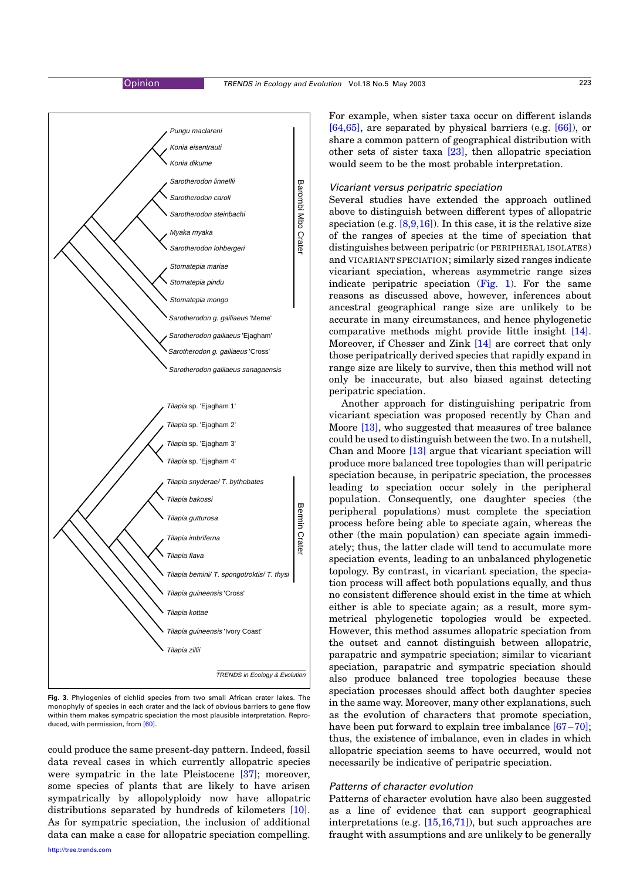Pungu maclareni

Konia eisentrauti

Konia dikume

Sarotherodon linnellii

Sarotherodon caroli

Sarotherodon steinbachi

Myaka myaka

Sarotherodon lohbergeri

Stomatepia mariae

Stomatepia pindu

Stomatepia mongo

Sarotherodon g. gailiaeus 'Meme'

Sarotherodon gailiaeus 'Ejagham'

Sarotherodon g. gailiaeus 'Cross'

Sarotherodon galilaeus sanagaensis

Barombi Mbo Crater

Tilapia sp. 'Ejagham 1'

Tilapia sp. 'Ejagham 2'

Tilapia sp. 'Ejagham 3'

Tilapia sp. 'Ejagham 4'

Tilapia snyderae/ T. bythobates

Tilapia bakossi

Tilapia gutturosa

Tilapia imbriferna

Tilapia flava

Tilapia bemini/ T. spongotroktis/ T. thysi

Tilapia guineensis 'Cross'

Tilapia kottae

Tilapia guineensis 'Ivory Coast'

Tilapia zillii

Bermin Crater

TRENDS in Ecology & Evolution

**Fig. 3.** Phylogenies of cichlid species from two small African crater lakes. The monophyly of species in each crater and the lack of obvious barriers to gene flow within them makes sympatric speciation the most plausible interpretation. Reproduced, with permission, from [60].

could produce the same present-day pattern. Indeed, fossil data reveal cases in which currently allopatric species were sympatric in the late Pleistocene [37]; moreover, some species of plants that are likely to have arisen sympatrically by allopolyploidy now have allopatric distributions separated by hundreds of kilometers [10]. As for sympatric speciation, the inclusion of additional data can make a case for allopatric speciation compelling. For example, when sister taxa occur on different islands [64,65], are separated by physical barriers (e.g. [66]), or share a common pattern of geographical distribution with other sets of sister taxa [23], then allopatric speciation would seem to be the most probable interpretation.

### Vicariant versus peripatric speciation

Several studies have extended the approach outlined above to distinguish between different types of allopatric speciation (e.g. [8,9,16]). In this case, it is the relative size of the ranges of species at the time of speciation that distinguishes between peripatric (or PERIPHERAL ISOLATES) and VICARIANT SPECIATION; similarly sized ranges indicate vicariant speciation, whereas asymmetric range sizes indicate peripatric speciation (Fig. 1). For the same reasons as discussed above, however, inferences about ancestral geographical range size are unlikely to be accurate in many circumstances, and hence phylogenetic comparative methods might provide little insight [14]. Moreover, if Chesser and Zink [14] are correct that only those peripatrically derived species that rapidly expand in range size are likely to survive, then this method will not only be inaccurate, but also biased against detecting peripatric speciation.

Another approach for distinguishing peripatric from vicariant speciation was proposed recently by Chan and Moore [13], who suggested that measures of tree balance could be used to distinguish between the two. In a nutshell, Chan and Moore [13] argue that vicariant speciation will produce more balanced tree topologies than will peripatric speciation because, in peripatric speciation, the processes leading to speciation occur solely in the peripheral population. Consequently, one daughter species (the peripheral populations) must complete the speciation process before being able to speciate again, whereas the other (the main population) can speciate again immediately; thus, the latter clade will tend to accumulate more speciation events, leading to an unbalanced phylogenetic topology. By contrast, in vicariant speciation, the speciation process will affect both populations equally, and thus no consistent difference should exist in the time at which either is able to speciate again; as a result, more symmetrical phylogenetic topologies would be expected. However, this method assumes allopatric speciation from the outset and cannot distinguish between allopatric, parapatric and sympatric speciation; similar to vicariant speciation, parapatric and sympatric speciation should also produce balanced tree topologies because these speciation processes should affect both daughter species in the same way. Moreover, many other explanations, such as the evolution of characters that promote speciation, have been put forward to explain tree imbalance [67–70]; thus, the existence of imbalance, even in clades in which allopatric speciation seems to have occurred, would not necessarily be indicative of peripatric speciation.

### Patterns of character evolution

Patterns of character evolution have also been suggested as a line of evidence that can support geographical interpretations (e.g. [15,16,71]), but such approaches are fraught with assumptions and are unlikely to be generally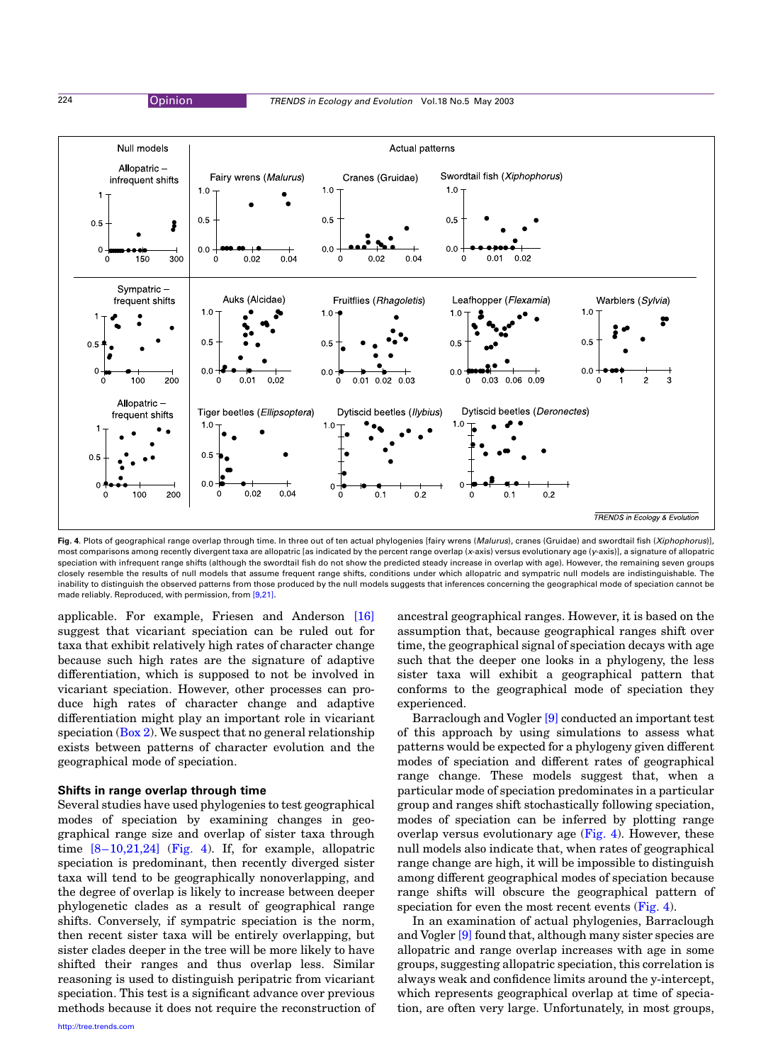Null models

Actual patterns

Allopatric – infrequent shifts

1
0.5
0
0 150 300

Fairy wrens (*Malurus*)

1.0
0.5
0.0
0 0.02 0.04

Cranes (Gruidae)

1.0
0.5
0.0
0 0.02 0.04

Swordtail fish (*Xiphophorus*)

1.0
0.5
0.0
0 0.01 0.02

Sympatric – frequent shifts

1
0.5
0
0 100 200

Auks (Alcidae)

1.0
0.5
0.0
0 0.01 0.02

Fruitflies (*Rhagoletis*)

1.0
0.5
0.0
0 0.01 0.02 0.03

Leafhopper (*Flexamia*)

1.0
0.5
0.0
0 0.03 0.06 0.09

Warblers (*Sylvia*)

1.0
0.5
0.0
0 1 2 3

Allopatric – frequent shifts

1
0.5
0
0 100 200

Tiger beetles (*Ellipsoptera*)

1.0
0.5
0.0
0 0.02 0.04

Dytiscid beetles (*Ilybius*)

1.0
0
0 0.1 0.2

Dytiscid beetles (*Deronectes*)

1.0
0
0 0.1 0.2

TRENDS in Ecology & Evolution

**Fig. 4.** Plots of geographical range overlap through time. In three out of ten actual phylogenies [fairy wrens (*Malurus*), cranes (Gruidae) and swordtail fish (*Xiphophorus*)], most comparisons among recently divergent taxa are allopatric [as indicated by the percent range overlap (*x*-axis) versus evolutionary age (*y*-axis)], a signature of allopatric speciation with infrequent range shifts (although the swordtail fish do not show the predicted steady increase in overlap with age). However, the remaining seven groups closely resemble the results of null models that assume frequent range shifts, conditions under which allopatric and sympatric null models are indistinguishable. The inability to distinguish the observed patterns from those produced by the null models suggests that inferences concerning the geographical mode of speciation cannot be made reliably. Reproduced, with permission, from [9,21].

applicable. For example, Friesen and Anderson [16] suggest that vicariant speciation can be ruled out for taxa that exhibit relatively high rates of character change because such high rates are the signature of adaptive differentiation, which is supposed to not be involved in vicariant speciation. However, other processes can produce high rates of character change and adaptive differentiation might play an important role in vicariant speciation (Box 2). We suspect that no general relationship exists between patterns of character evolution and the geographical mode of speciation.

### Shifts in range overlap through time

Several studies have used phylogenies to test geographical modes of speciation by examining changes in geographical range size and overlap of sister taxa through time [8–10,21,24] (Fig. 4). If, for example, allopatric speciation is predominant, then recently diverged sister taxa will tend to be geographically nonoverlapping, and the degree of overlap is likely to increase between deeper phylogenetic clades as a result of geographical range shifts. Conversely, if sympatric speciation is the norm, then recent sister taxa will be entirely overlapping, but sister clades deeper in the tree will be more likely to have shifted their ranges and thus overlap less. Similar reasoning is used to distinguish peripatric from vicariant speciation. This test is a significant advance over previous methods because it does not require the reconstruction of ancestral geographical ranges. However, it is based on the assumption that, because geographical ranges shift over time, the geographical signal of speciation decays with age such that the deeper one looks in a phylogeny, the less sister taxa will exhibit a geographical pattern that conforms to the geographical mode of speciation they experienced.

Barraclough and Vogler [9] conducted an important test of this approach by using simulations to assess what patterns would be expected for a phylogeny given different modes of speciation and different rates of geographical range change. These models suggest that, when a particular mode of speciation predominates in a particular group and ranges shift stochastically following speciation, modes of speciation can be inferred by plotting range overlap versus evolutionary age (Fig. 4). However, these null models also indicate that, when rates of geographical range change are high, it will be impossible to distinguish among different geographical modes of speciation because range shifts will obscure the geographical pattern of speciation for even the most recent events (Fig. 4).

In an examination of actual phylogenies, Barraclough and Vogler [9] found that, although many sister species are allopatric and range overlap increases with age in some groups, suggesting allopatric speciation, this correlation is always weak and confidence limits around the y-intercept, which represents geographical overlap at time of speciation, are often very large. Unfortunately, in most groups,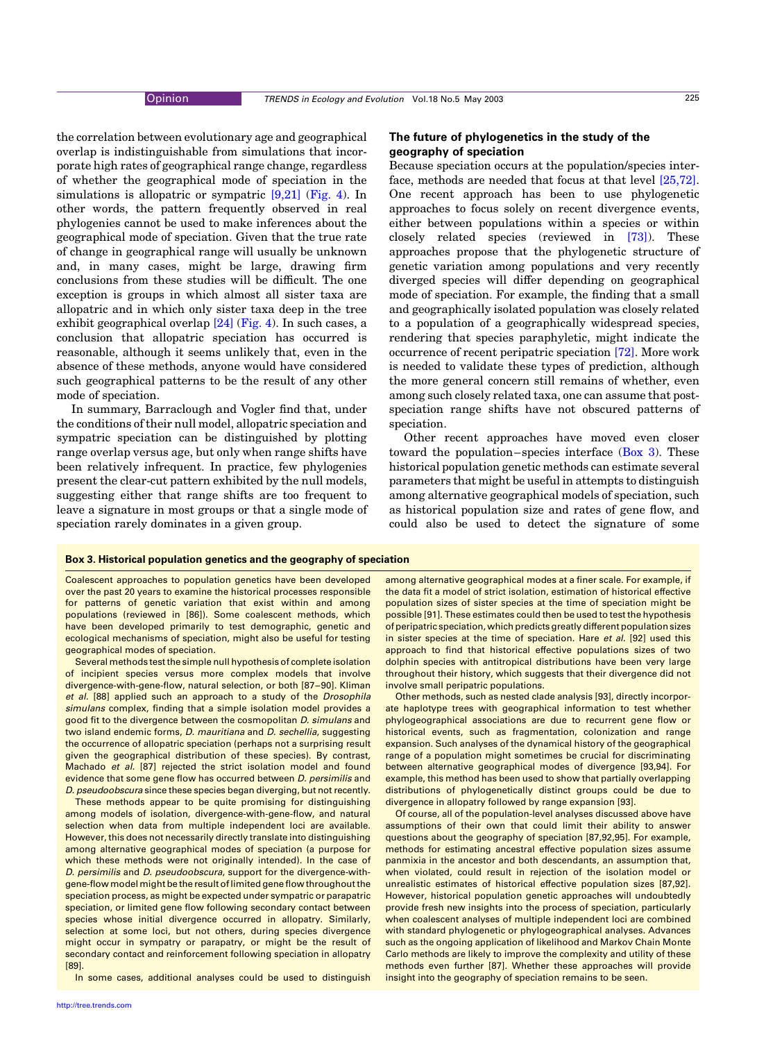the correlation between evolutionary age and geographical overlap is indistinguishable from simulations that incorporate high rates of geographical range change, regardless of whether the geographical mode of speciation in the simulations is allopatric or sympatric [9,21] (Fig. 4). In other words, the pattern frequently observed in real phylogenies cannot be used to make inferences about the geographical mode of speciation. Given that the true rate of change in geographical range will usually be unknown and, in many cases, might be large, drawing firm conclusions from these studies will be difficult. The one exception is groups in which almost all sister taxa are allopatric and in which only sister taxa deep in the tree exhibit geographical overlap [24] (Fig. 4). In such cases, a conclusion that allopatric speciation has occurred is reasonable, although it seems unlikely that, even in the absence of these methods, anyone would have considered such geographical patterns to be the result of any other mode of speciation.

In summary, Barraclough and Vogler find that, under the conditions of their null model, allopatric speciation and sympatric speciation can be distinguished by plotting range overlap versus age, but only when range shifts have been relatively infrequent. In practice, few phylogenies present the clear-cut pattern exhibited by the null models, suggesting either that range shifts are too frequent to leave a signature in most groups or that a single mode of speciation rarely dominates in a given group.

## The future of phylogenetics in the study of the geography of speciation

Because speciation occurs at the population/species interface, methods are needed that focus at that level [25,72]. One recent approach has been to use phylogenetic approaches to focus solely on recent divergence events, either between populations within a species or within closely related species (reviewed in [73]). These approaches propose that the phylogenetic structure of genetic variation among populations and very recently diverged species will differ depending on geographical mode of speciation. For example, the finding that a small and geographically isolated population was closely related to a population of a geographically widespread species, rendering that species paraphyletic, might indicate the occurrence of recent peripatric speciation [72]. More work is needed to validate these types of prediction, although the more general concern still remains of whether, even among such closely related taxa, one can assume that post-speciation range shifts have not obscured patterns of speciation.

Other recent approaches have moved even closer toward the population–species interface (Box 3). These historical population genetic methods can estimate several parameters that might be useful in attempts to distinguish among alternative geographical models of speciation, such as historical population size and rates of gene flow, and could also be used to detect the signature of some

### Box 3. Historical population genetics and the geography of speciation

Coalescent approaches to population genetics have been developed over the past 20 years to examine the historical processes responsible for patterns of genetic variation that exist within and among populations (reviewed in [86]). Some coalescent methods, which have been developed primarily to test demographic, genetic and ecological mechanisms of speciation, might also be useful for testing geographical modes of speciation.

Several methods test the simple null hypothesis of complete isolation of incipient species versus more complex models that involve divergence-with-gene-flow, natural selection, or both [87–90]. Kliman *et al.* [88] applied such an approach to a study of the *Drosophila simulans* complex, finding that a simple isolation model provides a good fit to the divergence between the cosmopolitan *D. simulans* and two island endemic forms, *D. mauritiana* and *D. sechellia*, suggesting the occurrence of allopatric speciation (perhaps not a surprising result given the geographical distribution of these species). By contrast, Machado *et al.* [87] rejected the strict isolation model and found evidence that some gene flow has occurred between *D. persimilis* and *D. pseudoobscura* since these species began diverging, but not recently.

These methods appear to be quite promising for distinguishing among models of isolation, divergence-with-gene-flow, and natural selection when data from multiple independent loci are available. However, this does not necessarily directly translate into distinguishing among alternative geographical modes of speciation (a purpose for which these methods were not originally intended). In the case of *D. persimilis* and *D. pseudoobscura*, support for the divergence-with-gene-flow model might be the result of limited gene flow throughout the speciation process, as might be expected under sympatric or parapatric speciation, or limited gene flow following secondary contact between species whose initial divergence occurred in allopatry. Similarly, selection at some loci, but not others, during species divergence might occur in sympatry or parapatry, or might be the result of secondary contact and reinforcement following speciation in allopatry [89].

In some cases, additional analyses could be used to distinguish among alternative geographical modes at a finer scale. For example, if the data fit a model of strict isolation, estimation of historical effective population sizes of sister species at the time of speciation might be possible [91]. These estimates could then be used to test the hypothesis of peripatric speciation, which predicts greatly different population sizes in sister species at the time of speciation. Hare *et al.* [92] used this approach to find that historical effective populations sizes of two dolphin species with antitropical distributions have been very large throughout their history, which suggests that their divergence did not involve small peripatric populations.

Other methods, such as nested clade analysis [93], directly incorporate haplotype trees with geographical information to test whether phylogeographical associations are due to recurrent gene flow or historical events, such as fragmentation, colonization and range expansion. Such analyses of the dynamical history of the geographical range of a population might sometimes be crucial for discriminating between alternative geographical modes of divergence [93,94]. For example, this method has been used to show that partially overlapping distributions of phylogenetically distinct groups could be due to divergence in allopatry followed by range expansion [93].

Of course, all of the population-level analyses discussed above have assumptions of their own that could limit their ability to answer questions about the geography of speciation [87,92,95]. For example, methods for estimating ancestral effective population sizes assume panmixia in the ancestor and both descendants, an assumption that, when violated, could result in rejection of the isolation model or unrealistic estimates of historical effective population sizes [87,92]. However, historical population genetic approaches will undoubtedly provide fresh new insights into the process of speciation, particularly when coalescent analyses of multiple independent loci are combined with standard phylogenetic or phylogeographical analyses. Advances such as the ongoing application of likelihood and Markov Chain Monte Carlo methods are likely to improve the complexity and utility of these methods even further [87]. Whether these approaches will provide insight into the geography of speciation remains to be seen.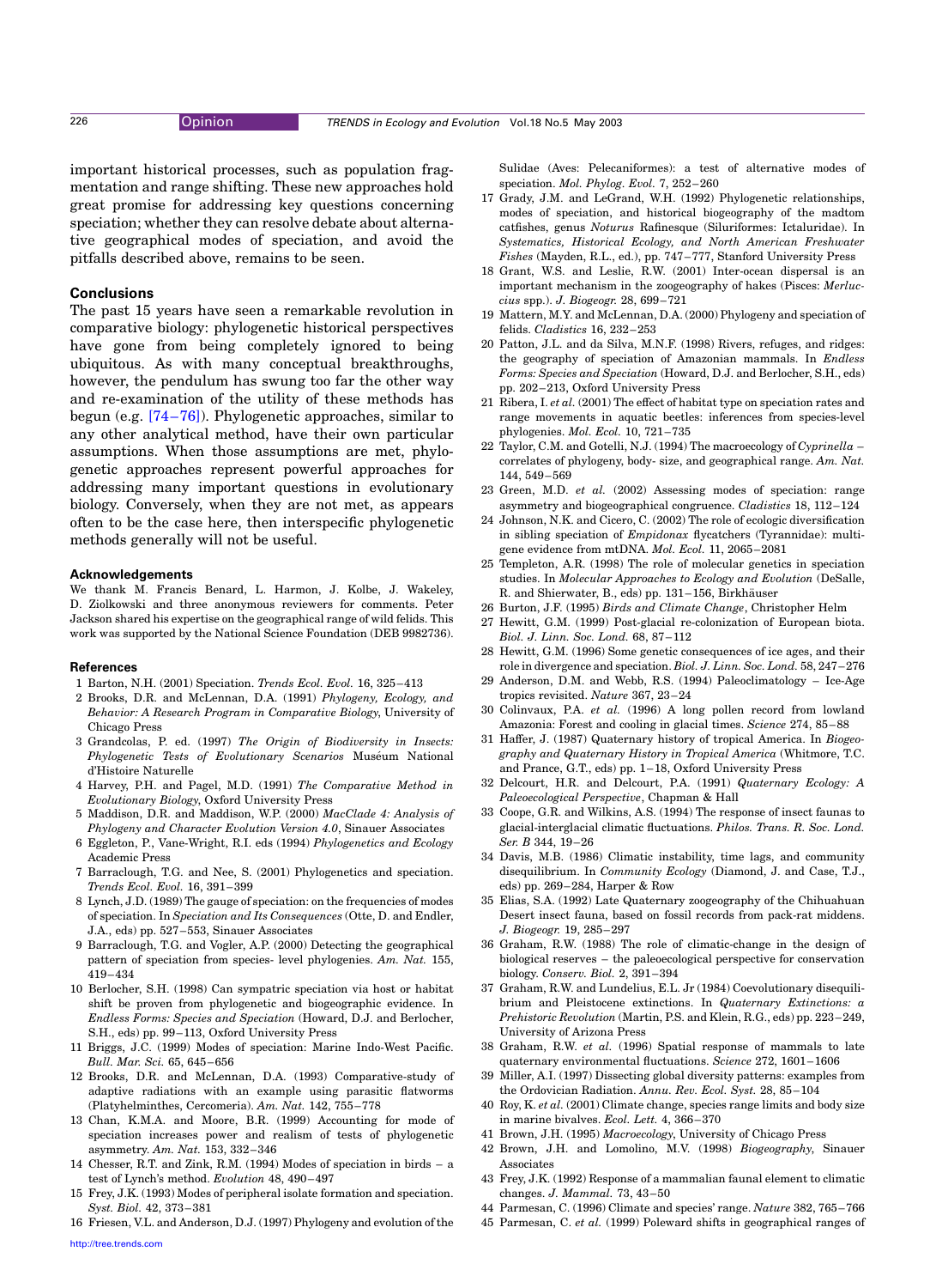important historical processes, such as population fragmentation and range shifting. These new approaches hold great promise for addressing key questions concerning speciation; whether they can resolve debate about alternative geographical modes of speciation, and avoid the pitfalls described above, remains to be seen.

## Conclusions

The past 15 years have seen a remarkable revolution in comparative biology: phylogenetic historical perspectives have gone from being completely ignored to being ubiquitous. As with many conceptual breakthroughs, however, the pendulum has swung too far the other way and re-examination of the utility of these methods has begun (e.g. [74–76]). Phylogenetic approaches, similar to any other analytical method, have their own particular assumptions. When those assumptions are met, phylogenetic approaches represent powerful approaches for addressing many important questions in evolutionary biology. Conversely, when they are not met, as appears often to be the case here, then interspecific phylogenetic methods generally will not be useful.

### Acknowledgements

We thank M. Francis Benard, L. Harmon, J. Kolbe, J. Wakeley, D. Ziolkowski and three anonymous reviewers for comments. Peter Jackson shared his expertise on the geographical range of wild felids. This work was supported by the National Science Foundation (DEB 9982736).

### References

1 Barton, N.H. (2001) Speciation. *Trends Ecol. Evol.* 16, 325–413
2 Brooks, D.R. and McLennan, D.A. (1991) *Phylogeny, Ecology, and Behavior: A Research Program in Comparative Biology*, University of Chicago Press
3 Grandcolas, P. ed. (1997) *The Origin of Biodiversity in Insects: Phylogenetic Tests of Evolutionary Scenarios* Muséum National d'Histoire Naturelle
4 Harvey, P.H. and Pagel, M.D. (1991) *The Comparative Method in Evolutionary Biology*, Oxford University Press
5 Maddison, D.R. and Maddison, W.P. (2000) *MacClade 4: Analysis of Phylogeny and Character Evolution Version 4.0*, Sinauer Associates
6 Eggleton, P., Vane-Wright, R.I. eds (1994) *Phylogenetics and Ecology* Academic Press
7 Barraclough, T.G. and Nee, S. (2001) Phylogenetics and speciation. *Trends Ecol. Evol.* 16, 391–399
8 Lynch, J.D. (1989) The gauge of speciation: on the frequencies of modes of speciation. In *Speciation and Its Consequences* (Otte, D. and Endler, J.A., eds) pp. 527–553, Sinauer Associates
9 Barraclough, T.G. and Vogler, A.P. (2000) Detecting the geographical pattern of speciation from species- level phylogenies. *Am. Nat.* 155, 419–434
10 Berlocher, S.H. (1998) Can sympatric speciation via host or habitat shift be proven from phylogenetic and biogeographic evidence. In *Endless Forms: Species and Speciation* (Howard, D.J. and Berlocher, S.H., eds) pp. 99–113, Oxford University Press
11 Briggs, J.C. (1999) Modes of speciation: Marine Indo-West Pacific. *Bull. Mar. Sci.* 65, 645–656
12 Brooks, D.R. and McLennan, D.A. (1993) Comparative-study of adaptive radiations with an example using parasitic flatworms (Platyhelminthes, Cercomeria). *Am. Nat.* 142, 755–778
13 Chan, K.M.A. and Moore, B.R. (1999) Accounting for mode of speciation increases power and realism of tests of phylogenetic asymmetry. *Am. Nat.* 153, 332–346
14 Chesser, R.T. and Zink, R.M. (1994) Modes of speciation in birds – a test of Lynch's method. *Evolution* 48, 490–497
15 Frey, J.K. (1993) Modes of peripheral isolate formation and speciation. *Syst. Biol.* 42, 373–381
16 Friesen, V.L. and Anderson, D.J. (1997) Phylogeny and evolution of the Sulidae (Aves: Pelecaniformes): a test of alternative modes of speciation. *Mol. Phylog. Evol.* 7, 252–260
17 Grady, J.M. and LeGrand, W.H. (1992) Phylogenetic relationships, modes of speciation, and historical biogeography of the madtom catfishes, genus *Noturus* Rafinesque (Siluriformes: Ictaluridae). In *Systematics, Historical Ecology, and North American Freshwater Fishes* (Mayden, R.L., ed.), pp. 747–777, Stanford University Press
18 Grant, W.S. and Leslie, R.W. (2001) Inter-ocean dispersal is an important mechanism in the zoogeography of hakes (Pisces: *Merluccius* spp.). *J. Biogeogr.* 28, 699–721
19 Mattern, M.Y. and McLennan, D.A. (2000) Phylogeny and speciation of felids. *Cladistics* 16, 232–253
20 Patton, J.L. and da Silva, M.N.F. (1998) Rivers, refuges, and ridges: the geography of speciation of Amazonian mammals. In *Endless Forms: Species and Speciation* (Howard, D.J. and Berlocher, S.H., eds) pp. 202–213, Oxford University Press
21 Ribera, I. *et al.* (2001) The effect of habitat type on speciation rates and range movements in aquatic beetles: inferences from species-level phylogenies. *Mol. Ecol.* 10, 721–735
22 Taylor, C.M. and Gotelli, N.J. (1994) The macroecology of *Cyprinella* – correlates of phylogeny, body- size, and geographical range. *Am. Nat.* 144, 549–569
23 Green, M.D. *et al.* (2002) Assessing modes of speciation: range asymmetry and biogeographical congruence. *Cladistics* 18, 112–124
24 Johnson, N.K. and Cicero, C. (2002) The role of ecologic diversification in sibling speciation of *Empidonax* flycatchers (Tyrannidae): multigene evidence from mtDNA. *Mol. Ecol.* 11, 2065–2081
25 Templeton, A.R. (1998) The role of molecular genetics in speciation studies. In *Molecular Approaches to Ecology and Evolution* (DeSalle, R. and Shierwater, B., eds) pp. 131–156, Birkhäuser
26 Burton, J.F. (1995) *Birds and Climate Change*, Christopher Helm
27 Hewitt, G.M. (1999) Post-glacial re-colonization of European biota. *Biol. J. Linn. Soc. Lond.* 68, 87–112
28 Hewitt, G.M. (1996) Some genetic consequences of ice ages, and their role in divergence and speciation. *Biol. J. Linn. Soc. Lond.* 58, 247–276
29 Anderson, D.M. and Webb, R.S. (1994) Paleoclimatology – Ice-Age tropics revisited. *Nature* 367, 23–24
30 Colinvaux, P.A. *et al.* (1996) A long pollen record from lowland Amazonia: Forest and cooling in glacial times. *Science* 274, 85–88
31 Haffer, J. (1987) Quaternary history of tropical America. In *Biogeography and Quaternary History in Tropical America* (Whitmore, T.C. and Prance, G.T., eds) pp. 1–18, Oxford University Press
32 Delcourt, H.R. and Delcourt, P.A. (1991) *Quaternary Ecology: A Paleoecological Perspective*, Chapman & Hall
33 Coope, G.R. and Wilkins, A.S. (1994) The response of insect faunas to glacial-interglacial climatic fluctuations. *Philos. Trans. R. Soc. Lond. Ser. B* 344, 19–26
34 Davis, M.B. (1986) Climatic instability, time lags, and community disequilibrium. In *Community Ecology* (Diamond, J. and Case, T.J., eds) pp. 269–284, Harper & Row
35 Elias, S.A. (1992) Late Quaternary zoogeography of the Chihuahuan Desert insect fauna, based on fossil records from pack-rat middens. *J. Biogeogr.* 19, 285–297
36 Graham, R.W. (1988) The role of climatic-change in the design of biological reserves – the paleoecological perspective for conservation biology. *Conserv. Biol.* 2, 391–394
37 Graham, R.W. and Lundelius, E.L. Jr (1984) Coevolutionary disequilibrium and Pleistocene extinctions. In *Quaternary Extinctions: a Prehistoric Revolution* (Martin, P.S. and Klein, R.G., eds) pp. 223–249, University of Arizona Press
38 Graham, R.W. *et al.* (1996) Spatial response of mammals to late quaternary environmental fluctuations. *Science* 272, 1601–1606
39 Miller, A.I. (1997) Dissecting global diversity patterns: examples from the Ordovician Radiation. *Annu. Rev. Ecol. Syst.* 28, 85–104
40 Roy, K. *et al.* (2001) Climate change, species range limits and body size in marine bivalves. *Ecol. Lett.* 4, 366–370
41 Brown, J.H. (1995) *Macroecology*, University of Chicago Press
42 Brown, J.H. and Lomolino, M.V. (1998) *Biogeography*, Sinauer Associates
43 Frey, J.K. (1992) Response of a mammalian faunal element to climatic changes. *J. Mammal.* 73, 43–50
44 Parmesan, C. (1996) Climate and species' range. *Nature* 382, 765–766
45 Parmesan, C. *et al.* (1999) Poleward shifts in geographical ranges of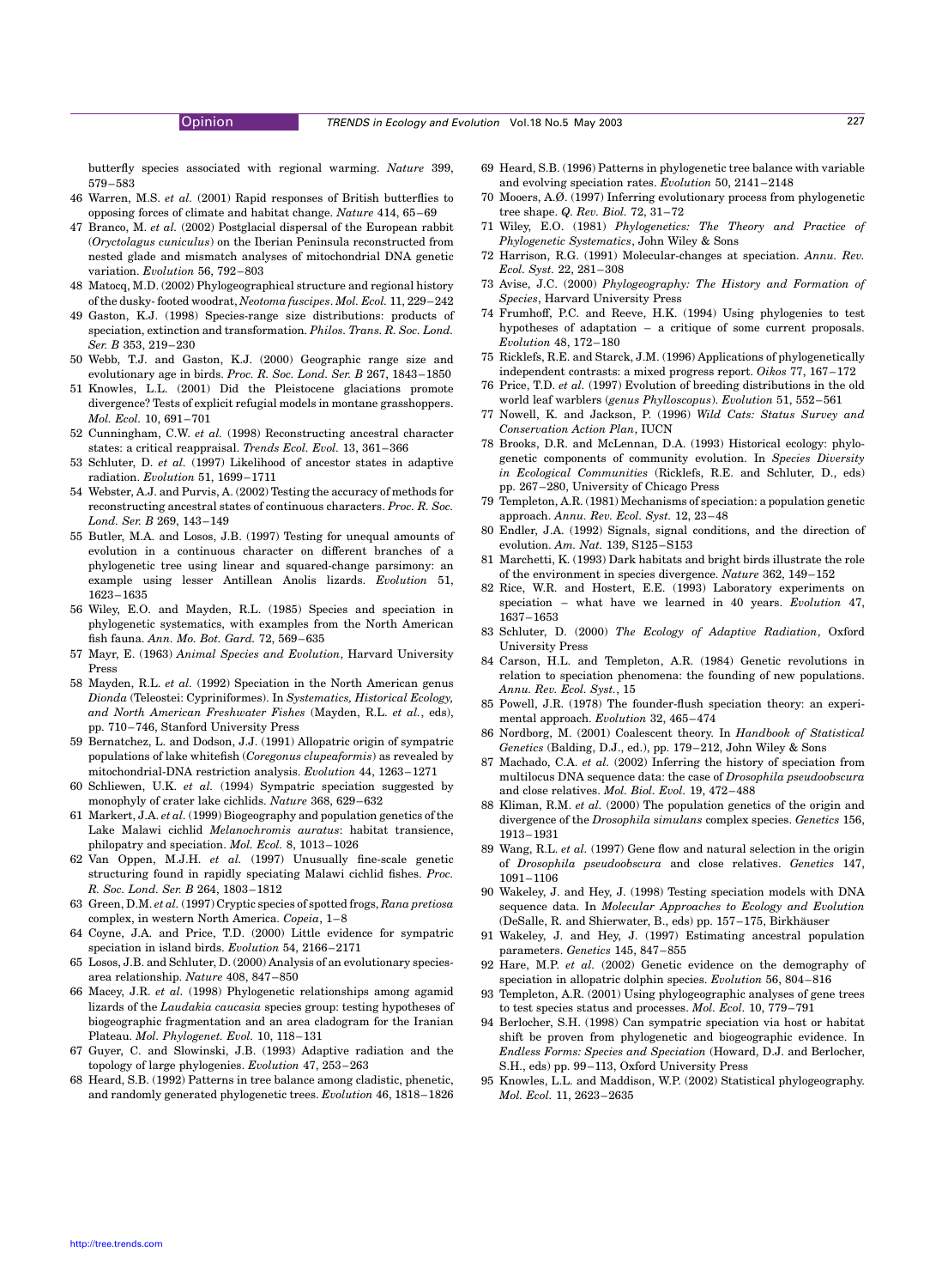butterfly species associated with regional warming. *Nature* 399, 579–583

46 Warren, M.S. *et al.* (2001) Rapid responses of British butterflies to opposing forces of climate and habitat change. *Nature* 414, 65–69

47 Branco, M. *et al.* (2002) Postglacial dispersal of the European rabbit (*Oryctolagus cuniculus*) on the Iberian Peninsula reconstructed from nested clade and mismatch analyses of mitochondrial DNA genetic variation. *Evolution* 56, 792–803

48 Matocq, M.D. (2002) Phylogeographical structure and regional history of the dusky- footed woodrat, *Neotoma fuscipes*. *Mol. Ecol.* 11, 229–242

49 Gaston, K.J. (1998) Species-range size distributions: products of speciation, extinction and transformation. *Philos. Trans. R. Soc. Lond. Ser. B* 353, 219–230

50 Webb, T.J. and Gaston, K.J. (2000) Geographic range size and evolutionary age in birds. *Proc. R. Soc. Lond. Ser. B* 267, 1843–1850

51 Knowles, L.L. (2001) Did the Pleistocene glaciations promote divergence? Tests of explicit refugial models in montane grasshoppers. *Mol. Ecol.* 10, 691–701

52 Cunningham, C.W. *et al.* (1998) Reconstructing ancestral character states: a critical reappraisal. *Trends Ecol. Evol.* 13, 361–366

53 Schluter, D. *et al.* (1997) Likelihood of ancestor states in adaptive radiation. *Evolution* 51, 1699–1711

54 Webster, A.J. and Purvis, A. (2002) Testing the accuracy of methods for reconstructing ancestral states of continuous characters. *Proc. R. Soc. Lond. Ser. B* 269, 143–149

55 Butler, M.A. and Losos, J.B. (1997) Testing for unequal amounts of evolution in a continuous character on different branches of a phylogenetic tree using linear and squared-change parsimony: an example using lesser Antillean Anolis lizards. *Evolution* 51, 1623–1635

56 Wiley, E.O. and Mayden, R.L. (1985) Species and speciation in phylogenetic systematics, with examples from the North American fish fauna. *Ann. Mo. Bot. Gard.* 72, 569–635

57 Mayr, E. (1963) *Animal Species and Evolution*, Harvard University Press

58 Mayden, R.L. *et al.* (1992) Speciation in the North American genus *Dionda* (Teleostei: Cypriniformes). In *Systematics, Historical Ecology, and North American Freshwater Fishes* (Mayden, R.L. *et al.*, eds), pp. 710–746, Stanford University Press

59 Bernatchez, L. and Dodson, J.J. (1991) Allopatric origin of sympatric populations of lake whitefish (*Coregonus clupeaformis*) as revealed by mitochondrial-DNA restriction analysis. *Evolution* 44, 1263–1271

60 Schliewen, U.K. *et al.* (1994) Sympatric speciation suggested by monophyly of crater lake cichlids. *Nature* 368, 629–632

61 Markert, J.A. *et al.* (1999) Biogeography and population genetics of the Lake Malawi cichlid *Melanochromis auratus*: habitat transience, philopatry and speciation. *Mol. Ecol.* 8, 1013–1026

62 Van Oppen, M.J.H. *et al.* (1997) Unusually fine-scale genetic structuring found in rapidly speciating Malawi cichlid fishes. *Proc. R. Soc. Lond. Ser. B* 264, 1803–1812

63 Green, D.M. *et al.* (1997) Cryptic species of spotted frogs, *Rana pretiosa* complex, in western North America. *Copeia*, 1–8

64 Coyne, J.A. and Price, T.D. (2000) Little evidence for sympatric speciation in island birds. *Evolution* 54, 2166–2171

65 Losos, J.B. and Schluter, D. (2000) Analysis of an evolutionary species-area relationship. *Nature* 408, 847–850

66 Macey, J.R. *et al.* (1998) Phylogenetic relationships among agamid lizards of the *Laudakia caucasia* species group: testing hypotheses of biogeographic fragmentation and an area cladogram for the Iranian Plateau. *Mol. Phylogenet. Evol.* 10, 118–131

67 Guyer, C. and Slowinski, J.B. (1993) Adaptive radiation and the topology of large phylogenies. *Evolution* 47, 253–263

68 Heard, S.B. (1992) Patterns in tree balance among cladistic, phenetic, and randomly generated phylogenetic trees. *Evolution* 46, 1818–1826

69 Heard, S.B. (1996) Patterns in phylogenetic tree balance with variable and evolving speciation rates. *Evolution* 50, 2141–2148

70 Mooers, A.Ø. (1997) Inferring evolutionary process from phylogenetic tree shape. *Q. Rev. Biol.* 72, 31–72

71 Wiley, E.O. (1981) *Phylogenetics: The Theory and Practice of Phylogenetic Systematics*, John Wiley & Sons

72 Harrison, R.G. (1991) Molecular-changes at speciation. *Annu. Rev. Ecol. Syst.* 22, 281–308

73 Avise, J.C. (2000) *Phylogeography: The History and Formation of Species*, Harvard University Press

74 Frumhoff, P.C. and Reeve, H.K. (1994) Using phylogenies to test hypotheses of adaptation – a critique of some current proposals. *Evolution* 48, 172–180

75 Ricklefs, R.E. and Starck, J.M. (1996) Applications of phylogenetically independent contrasts: a mixed progress report. *Oikos* 77, 167–172

76 Price, T.D. *et al.* (1997) Evolution of breeding distributions in the old world leaf warblers (*genus Phylloscopus*). *Evolution* 51, 552–561

77 Nowell, K. and Jackson, P. (1996) *Wild Cats: Status Survey and Conservation Action Plan*, IUCN

78 Brooks, D.R. and McLennan, D.A. (1993) Historical ecology: phylogenetic components of community evolution. In *Species Diversity in Ecological Communities* (Ricklefs, R.E. and Schluter, D., eds) pp. 267–280, University of Chicago Press

79 Templeton, A.R. (1981) Mechanisms of speciation: a population genetic approach. *Annu. Rev. Ecol. Syst.* 12, 23–48

80 Endler, J.A. (1992) Signals, signal conditions, and the direction of evolution. *Am. Nat.* 139, S125–S153

81 Marchetti, K. (1993) Dark habitats and bright birds illustrate the role of the environment in species divergence. *Nature* 362, 149–152

82 Rice, W.R. and Hostert, E.E. (1993) Laboratory experiments on speciation – what have we learned in 40 years. *Evolution* 47, 1637–1653

83 Schluter, D. (2000) *The Ecology of Adaptive Radiation*, Oxford University Press

84 Carson, H.L. and Templeton, A.R. (1984) Genetic revolutions in relation to speciation phenomena: the founding of new populations. *Annu. Rev. Ecol. Syst.*, 15

85 Powell, J.R. (1978) The founder-flush speciation theory: an experimental approach. *Evolution* 32, 465–474

86 Nordborg, M. (2001) Coalescent theory. In *Handbook of Statistical Genetics* (Balding, D.J., ed.), pp. 179–212, John Wiley & Sons

87 Machado, C.A. *et al.* (2002) Inferring the history of speciation from multilocus DNA sequence data: the case of *Drosophila pseudoobscura* and close relatives. *Mol. Biol. Evol.* 19, 472–488

88 Kliman, R.M. *et al.* (2000) The population genetics of the origin and divergence of the *Drosophila simulans* complex species. *Genetics* 156, 1913–1931

89 Wang, R.L. *et al.* (1997) Gene flow and natural selection in the origin of *Drosophila pseudoobscura* and close relatives. *Genetics* 147, 1091–1106

90 Wakeley, J. and Hey, J. (1998) Testing speciation models with DNA sequence data. In *Molecular Approaches to Ecology and Evolution* (DeSalle, R. and Shierwater, B., eds) pp. 157–175, Birkhäuser

91 Wakeley, J. and Hey, J. (1997) Estimating ancestral population parameters. *Genetics* 145, 847–855

92 Hare, M.P. *et al.* (2002) Genetic evidence on the demography of speciation in allopatric dolphin species. *Evolution* 56, 804–816

93 Templeton, A.R. (2001) Using phylogeographic analyses of gene trees to test species status and processes. *Mol. Ecol.* 10, 779–791

94 Berlocher, S.H. (1998) Can sympatric speciation via host or habitat shift be proven from phylogenetic and biogeographic evidence. In *Endless Forms: Species and Speciation* (Howard, D.J. and Berlocher, S.H., eds) pp. 99–113, Oxford University Press

95 Knowles, L.L. and Maddison, W.P. (2002) Statistical phylogeography. *Mol. Ecol.* 11, 2623–2635